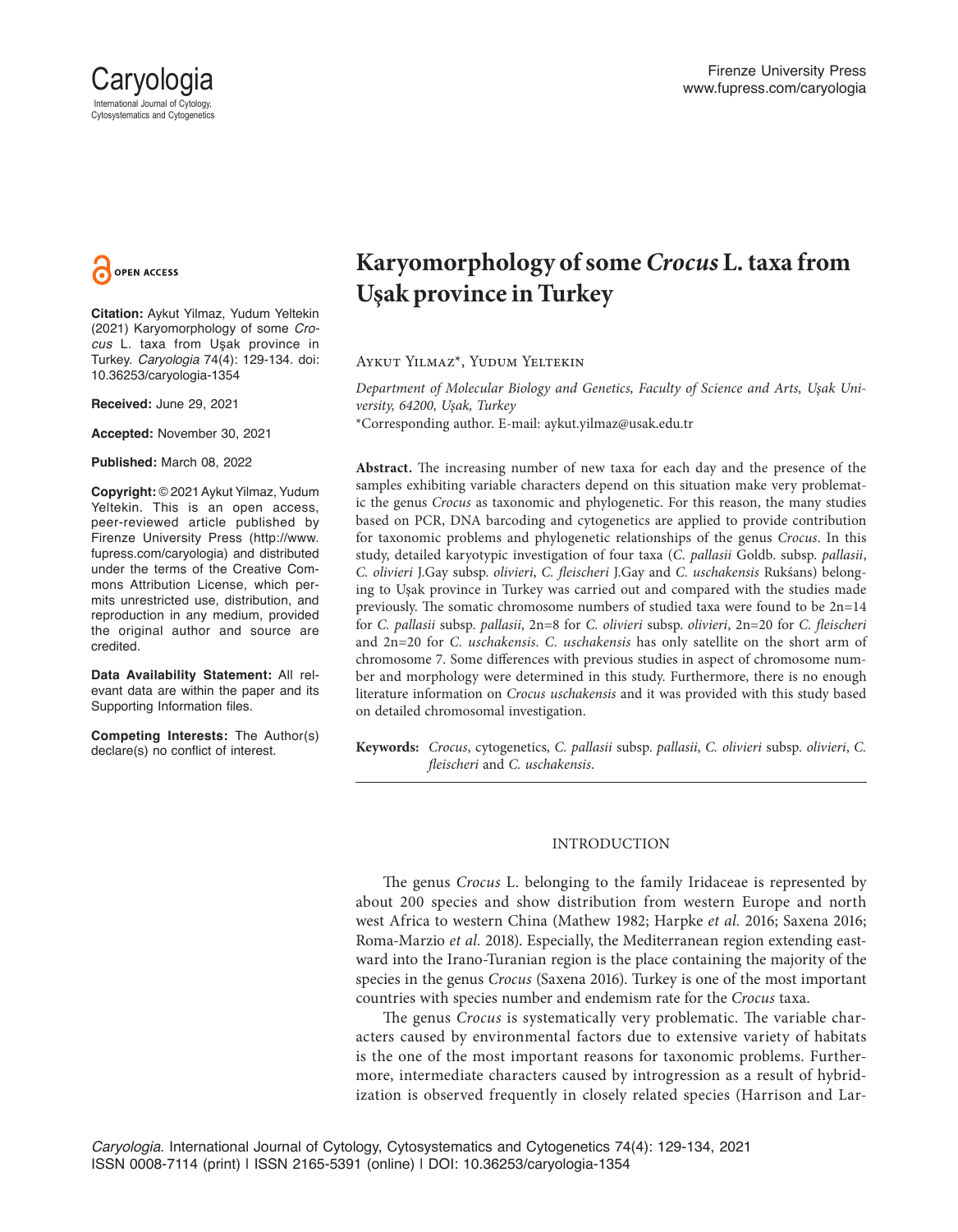# Karyomorphology of some *Crocus* L. taxa from Uşak province in Turkey

Aykut Yilmaz*, Yudum Yeltekin

*Department of Molecular Biology and Genetics, Faculty of Science and Arts, Uşak University, 64200, Uşak, Turkey*

*Corresponding author. E-mail: aykut.yilmaz@usak.edu.tr

**Citation:** Aykut Yilmaz, Yudum Yeltekin (2021) Karyomorphology of some *Crocus* L. taxa from Uşak province in Turkey. *Caryologia* 74(4): 129-134. doi: 10.36253/caryologia-1354

**Received:** June 29, 2021

**Accepted:** November 30, 2021

**Published:** March 08, 2022

**Copyright:** © 2021 Aykut Yilmaz, Yudum Yeltekin. This is an open access, peer-reviewed article published by Firenze University Press (http://www.fupress.com/caryologia) and distributed under the terms of the Creative Commons Attribution License, which permits unrestricted use, distribution, and reproduction in any medium, provided the original author and source are credited.

**Data Availability Statement:** All relevant data are within the paper and its Supporting Information files.

**Competing Interests:** The Author(s) declare(s) no conflict of interest.

**Abstract.** The increasing number of new taxa for each day and the presence of the samples exhibiting variable characters depend on this situation make very problematic the genus *Crocus* as taxonomic and phylogenetic. For this reason, the many studies based on PCR, DNA barcoding and cytogenetics are applied to provide contribution for taxonomic problems and phylogenetic relationships of the genus *Crocus*. In this study, detailed karyotypic investigation of four taxa (*C. pallasii* Goldb. subsp. *pallasii*, *C. olivieri* J.Gay subsp. *olivieri*, *C. fleischeri* J.Gay and *C. uschakensis* Rukśans) belonging to Uşak province in Turkey was carried out and compared with the studies made previously. The somatic chromosome numbers of studied taxa were found to be 2n=14 for *C. pallasii* subsp. *pallasii*, 2n=8 for *C. olivieri* subsp. *olivieri*, 2n=20 for *C. fleischeri* and 2n=20 for *C. uschakensis*. *C. uschakensis* has only satellite on the short arm of chromosome 7. Some differences with previous studies in aspect of chromosome number and morphology were determined in this study. Furthermore, there is no enough literature information on *Crocus uschakensis* and it was provided with this study based on detailed chromosomal investigation.

**Keywords:** *Crocus*, cytogenetics, *C. pallasii* subsp. *pallasii*, *C. olivieri* subsp. *olivieri*, *C. fleischeri* and *C. uschakensis*.

## INTRODUCTION

The genus *Crocus* L. belonging to the family Iridaceae is represented by about 200 species and show distribution from western Europe and north west Africa to western China (Mathew 1982; Harpke *et al*. 2016; Saxena 2016; Roma-Marzio *et al*. 2018). Especially, the Mediterranean region extending eastward into the Irano-Turanian region is the place containing the majority of the species in the genus *Crocus* (Saxena 2016). Turkey is one of the most important countries with species number and endemism rate for the *Crocus* taxa.

The genus *Crocus* is systematically very problematic. The variable characters caused by environmental factors due to extensive variety of habitats is the one of the most important reasons for taxonomic problems. Furthermore, intermediate characters caused by introgression as a result of hybridization is observed frequently in closely related species (Harrison and Lar-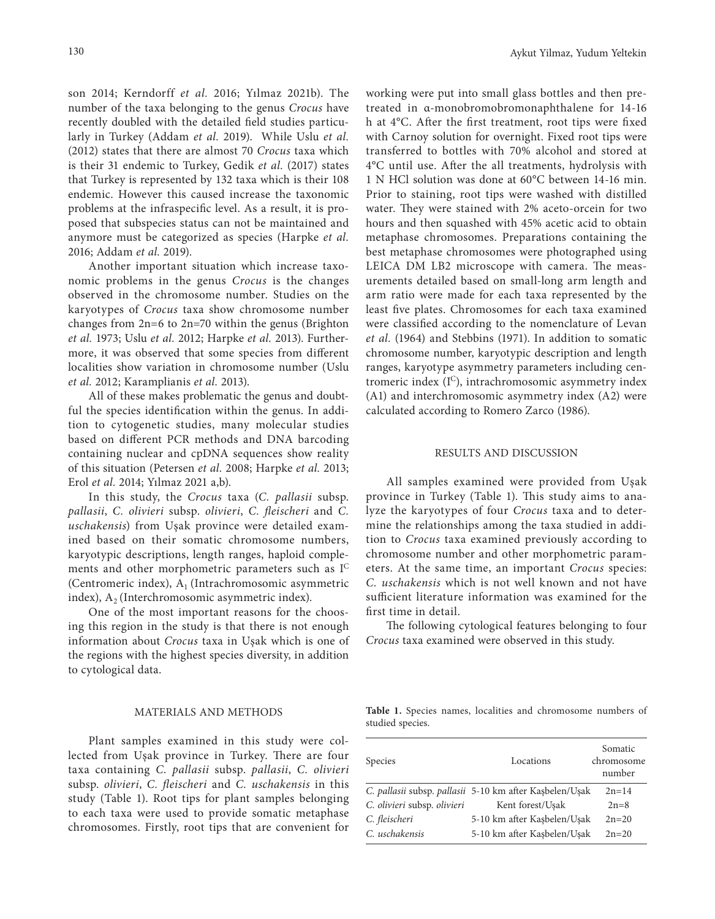son 2014; Kerndorff *et al.* 2016; Yılmaz 2021b). The number of the taxa belonging to the genus *Crocus* have recently doubled with the detailed field studies particularly in Turkey (Addam *et al.* 2019). While Uslu *et al.* (2012) states that there are almost 70 *Crocus* taxa which is their 31 endemic to Turkey, Gedik *et al.* (2017) states that Turkey is represented by 132 taxa which is their 108 endemic. However this caused increase the taxonomic problems at the infraspecific level. As a result, it is proposed that subspecies status can not be maintained and anymore must be categorized as species (Harpke *et al.* 2016; Addam *et al.* 2019).

Another important situation which increase taxonomic problems in the genus *Crocus* is the changes observed in the chromosome number. Studies on the karyotypes of *Crocus* taxa show chromosome number changes from 2n=6 to 2n=70 within the genus (Brighton *et al.* 1973; Uslu *et al.* 2012; Harpke *et al.* 2013). Furthermore, it was observed that some species from different localities show variation in chromosome number (Uslu *et al.* 2012; Karamplianis *et al.* 2013).

All of these makes problematic the genus and doubtful the species identification within the genus. In addition to cytogenetic studies, many molecular studies based on different PCR methods and DNA barcoding containing nuclear and cpDNA sequences show reality of this situation (Petersen *et al.* 2008; Harpke *et al.* 2013; Erol *et al.* 2014; Yılmaz 2021 a,b).

In this study, the *Crocus* taxa (*C. pallasii* subsp. *pallasii*, *C. olivieri* subsp. *olivieri*, *C. fleischeri* and *C. uschakensis*) from Uşak province were detailed examined based on their somatic chromosome numbers, karyotypic descriptions, length ranges, haploid complements and other morphometric parameters such as $I^C$ (Centromeric index), $A_1$ (Intrachromosomic asymmetric index), $A_2$ (Interchromosomic asymmetric index).

One of the most important reasons for the choosing this region in the study is that there is not enough information about *Crocus* taxa in Uşak which is one of the regions with the highest species diversity, in addition to cytological data.

## MATERIALS AND METHODS

Plant samples examined in this study were collected from Uşak province in Turkey. There are four taxa containing *C. pallasii* subsp. *pallasii*, *C. olivieri* subsp. *olivieri*, *C. fleischeri* and *C. uschakensis* in this study (Table 1). Root tips for plant samples belonging to each taxa were used to provide somatic metaphase chromosomes. Firstly, root tips that are convenient for working were put into small glass bottles and then pretreated in α-monobromobromonaphthalene for 14-16 h at 4°C. After the first treatment, root tips were fixed with Carnoy solution for overnight. Fixed root tips were transferred to bottles with 70% alcohol and stored at 4°C until use. After the all treatments, hydrolysis with 1 N HCl solution was done at 60°C between 14-16 min. Prior to staining, root tips were washed with distilled water. They were stained with 2% aceto-orcein for two hours and then squashed with 45% acetic acid to obtain metaphase chromosomes. Preparations containing the best metaphase chromosomes were photographed using LEICA DM LB2 microscope with camera. The measurements detailed based on small-long arm length and arm ratio were made for each taxa represented by the least five plates. Chromosomes for each taxa examined were classified according to the nomenclature of Levan *et al.* (1964) and Stebbins (1971). In addition to somatic chromosome number, karyotypic description and length ranges, karyotype asymmetry parameters including centromeric index ($I^C$), intrachromosomic asymmetry index (A1) and interchromosomic asymmetry index (A2) were calculated according to Romero Zarco (1986).

## RESULTS AND DISCUSSION

All samples examined were provided from Uşak province in Turkey (Table 1). This study aims to analyze the karyotypes of four *Crocus* taxa and to determine the relationships among the taxa studied in addition to *Crocus* taxa examined previously according to chromosome number and other morphometric parameters. At the same time, an important *Crocus* species: *C. uschakensis* which is not well known and not have sufficient literature information was examined for the first time in detail.

The following cytological features belonging to four *Crocus* taxa examined were observed in this study.

**Table 1.** Species names, localities and chromosome numbers of studied species.

| Species | Locations | Somatic chromosome number |
|---|---|---|
| *C. pallasii* subsp. *pallasii* | 5-10 km after Kaşbelen/Uşak | 2n=14 |
| *C. olivieri* subsp. *olivieri* | Kent forest/Uşak | 2n=8 |
| *C. fleischeri* | 5-10 km after Kaşbelen/Uşak | 2n=20 |
| *C. uschakensis* | 5-10 km after Kaşbelen/Uşak | 2n=20 |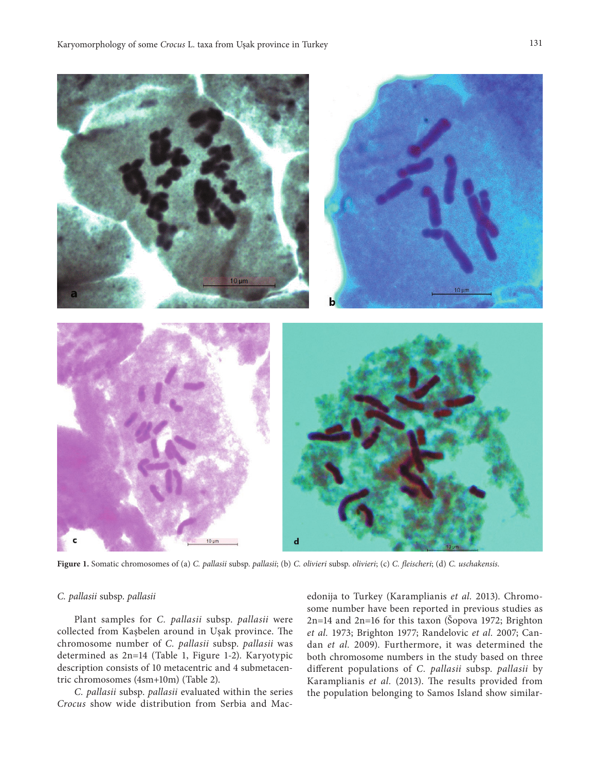**Figure 1.** Somatic chromosomes of (a) *C. pallasii* subsp. *pallasii*; (b) *C. olivieri* subsp. *olivieri*; (c) *C. fleischeri*; (d) *C. uschakensis*.

*C. pallasii* subsp. *pallasii*

Plant samples for *C. pallasii* subsp. *pallasii* were collected from Kaşbelen around in Uşak province. The chromosome number of *C. pallasii* subsp. *pallasii* was determined as 2n=14 (Table 1, Figure 1-2). Karyotypic description consists of 10 metacentric and 4 submetacentric chromosomes (4sm+10m) (Table 2).

*C. pallasii* subsp. *pallasii* evaluated within the series *Crocus* show wide distribution from Serbia and Macedonija to Turkey (Karamplianis *et al.* 2013). Chromosome number have been reported in previous studies as 2n=14 and 2n=16 for this taxon (Šopova 1972; Brighton *et al.* 1973; Brighton 1977; Randelovic *et al.* 2007; Candan *et al.* 2009). Furthermore, it was determined the both chromosome numbers in the study based on three different populations of *C. pallasii* subsp. *pallasii* by Karamplianis *et al.* (2013). The results provided from the population belonging to Samos Island show similar-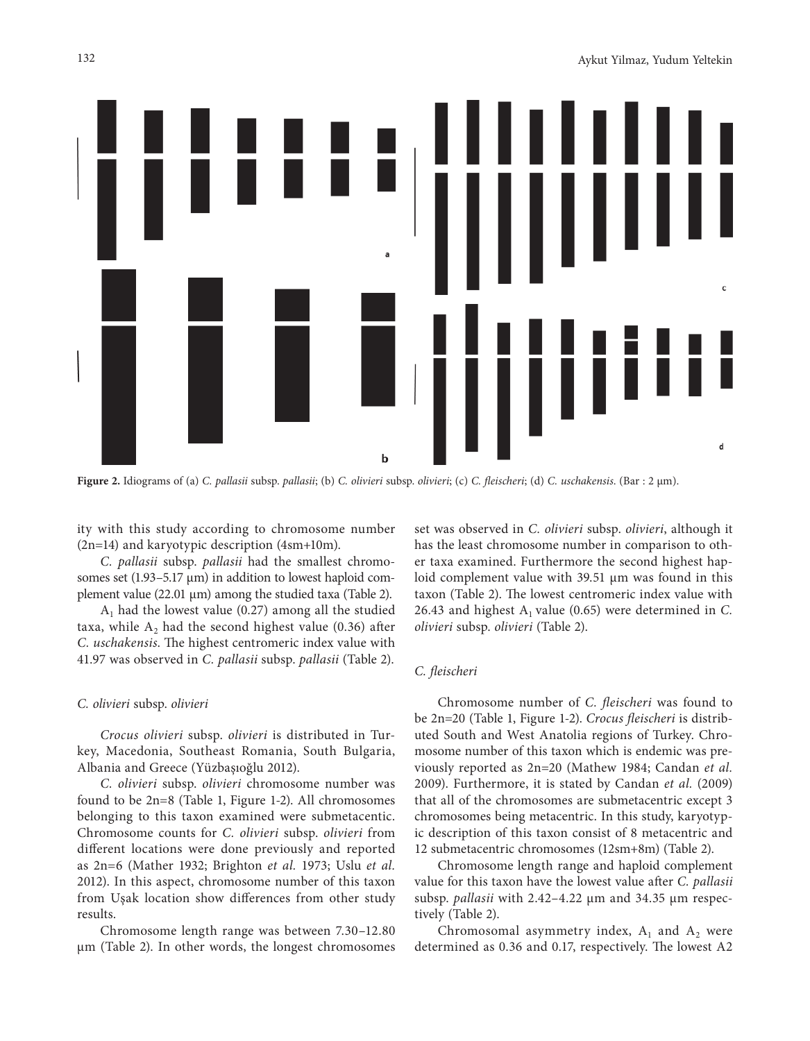**Figure 2.** Idiograms of (a) *C. pallasii* subsp. *pallasii*; (b) *C. olivieri* subsp. *olivieri*; (c) *C. fleischeri*; (d) *C. uschakensis*. (Bar : 2 µm).

ity with this study according to chromosome number (2n=14) and karyotypic description (4sm+10m).

*C. pallasii* subsp. *pallasii* had the smallest chromosomes set (1.93–5.17 µm) in addition to lowest haploid complement value (22.01 µm) among the studied taxa (Table 2).

$A_1$ had the lowest value (0.27) among all the studied taxa, while $A_2$ had the second highest value (0.36) after *C. uschakensis*. The highest centromeric index value with 41.97 was observed in *C. pallasii* subsp. *pallasii* (Table 2).

### *C. olivieri* subsp. *olivieri*

*Crocus olivieri* subsp. *olivieri* is distributed in Turkey, Macedonia, Southeast Romania, South Bulgaria, Albania and Greece (Yüzbaşıoğlu 2012).

*C. olivieri* subsp. *olivieri* chromosome number was found to be 2n=8 (Table 1, Figure 1-2). All chromosomes belonging to this taxon examined were submetacentic. Chromosome counts for *C. olivieri* subsp. *olivieri* from different locations were done previously and reported as 2n=6 (Mather 1932; Brighton *et al.* 1973; Uslu *et al.* 2012). In this aspect, chromosome number of this taxon from Uşak location show differences from other study results.

Chromosome length range was between 7.30–12.80 µm (Table 2). In other words, the longest chromosomes set was observed in *C. olivieri* subsp. *olivieri*, although it has the least chromosome number in comparison to other taxa examined. Furthermore the second highest haploid complement value with 39.51 µm was found in this taxon (Table 2). The lowest centromeric index value with 26.43 and highest $A_1$ value (0.65) were determined in *C. olivieri* subsp. *olivieri* (Table 2).

### *C. fleischeri*

Chromosome number of *C. fleischeri* was found to be 2n=20 (Table 1, Figure 1-2). *Crocus fleischeri* is distributed South and West Anatolia regions of Turkey. Chromosome number of this taxon which is endemic was previously reported as 2n=20 (Mathew 1984; Candan *et al.* 2009). Furthermore, it is stated by Candan *et al.* (2009) that all of the chromosomes are submetacentric except 3 chromosomes being metacentric. In this study, karyotypic description of this taxon consist of 8 metacentric and 12 submetacentric chromosomes (12sm+8m) (Table 2).

Chromosome length range and haploid complement value for this taxon have the lowest value after *C. pallasii* subsp. *pallasii* with 2.42–4.22 µm and 34.35 µm respectively (Table 2).

Chromosomal asymmetry index, $A_1$ and $A_2$ were determined as 0.36 and 0.17, respectively. The lowest A2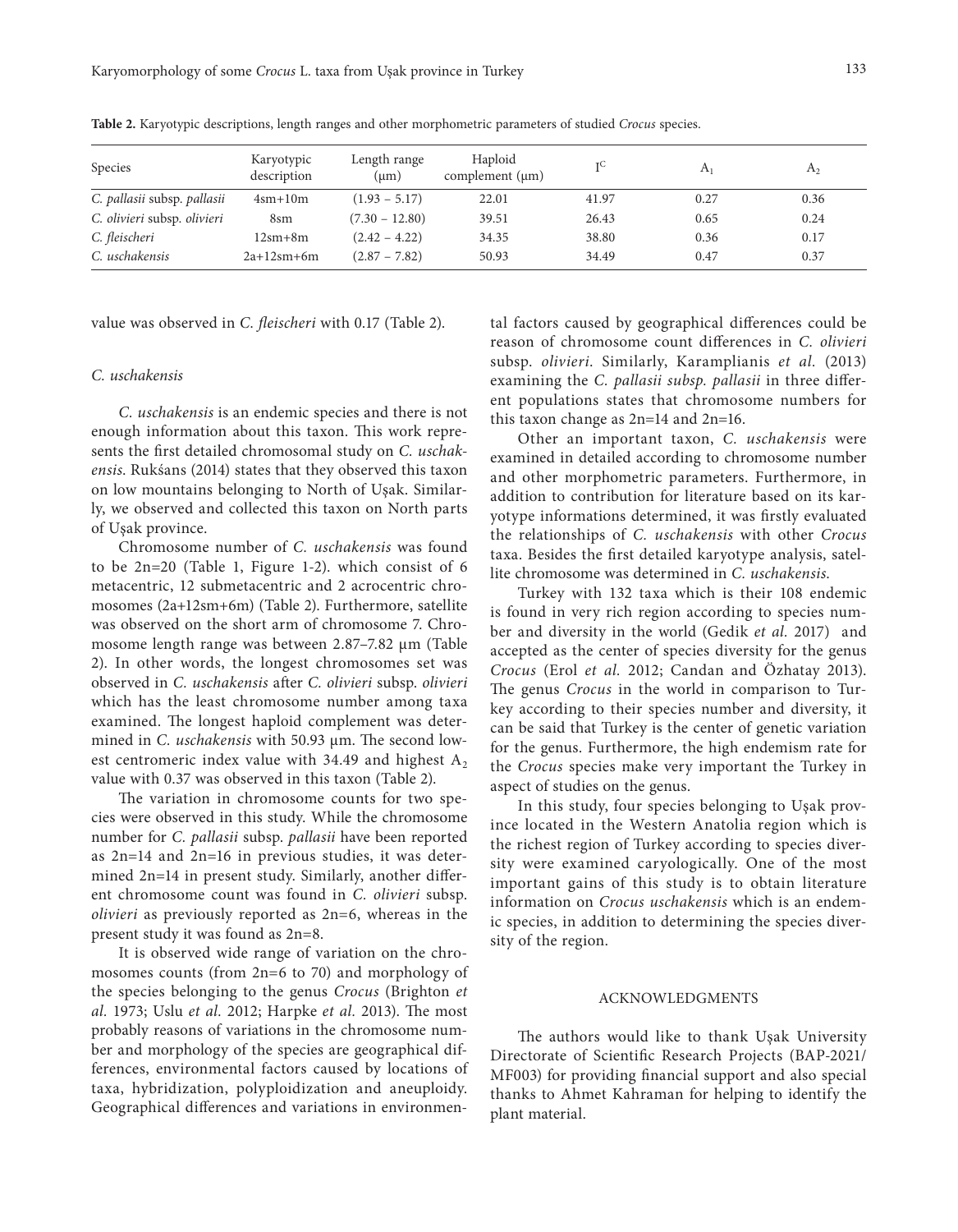**Table 2.** Karyotypic descriptions, length ranges and other morphometric parameters of studied *Crocus* species.

| Species | Karyotypic description | Length range (μm) | Haploid complement (μm) | $I^C$ | $A_1$ | $A_2$ |
|---|---|---|---|---|---|---|
| *C. pallasii* subsp. *pallasii* | 4sm+10m | (1.93 – 5.17) | 22.01 | 41.97 | 0.27 | 0.36 |
| *C. olivieri* subsp. *olivieri* | 8sm | (7.30 – 12.80) | 39.51 | 26.43 | 0.65 | 0.24 |
| *C. fleischeri* | 12sm+8m | (2.42 – 4.22) | 34.35 | 38.80 | 0.36 | 0.17 |
| *C. uschakensis* | 2a+12sm+6m | (2.87 – 7.82) | 50.93 | 34.49 | 0.47 | 0.37 |

value was observed in *C. fleischeri* with 0.17 (Table 2).

### *C. uschakensis*

*C. uschakensis* is an endemic species and there is not enough information about this taxon. This work represents the first detailed chromosomal study on *C. uschakensis*. Rukśans (2014) states that they observed this taxon on low mountains belonging to North of Uşak. Similarly, we observed and collected this taxon on North parts of Uşak province.

Chromosome number of *C. uschakensis* was found to be 2n=20 (Table 1, Figure 1-2). which consist of 6 metacentric, 12 submetacentric and 2 acrocentric chromosomes (2a+12sm+6m) (Table 2). Furthermore, satellite was observed on the short arm of chromosome 7. Chromosome length range was between 2.87–7.82 μm (Table 2). In other words, the longest chromosomes set was observed in *C. uschakensis* after *C. olivieri* subsp. *olivieri* which has the least chromosome number among taxa examined. The longest haploid complement was determined in *C. uschakensis* with 50.93 μm. The second lowest centromeric index value with 34.49 and highest $A_2$ value with 0.37 was observed in this taxon (Table 2).

The variation in chromosome counts for two species were observed in this study. While the chromosome number for *C. pallasii* subsp. *pallasii* have been reported as 2n=14 and 2n=16 in previous studies, it was determined 2n=14 in present study. Similarly, another different chromosome count was found in *C. olivieri* subsp. *olivieri* as previously reported as 2n=6, whereas in the present study it was found as 2n=8.

It is observed wide range of variation on the chromosomes counts (from 2n=6 to 70) and morphology of the species belonging to the genus *Crocus* (Brighton *et al.* 1973; Uslu *et al.* 2012; Harpke *et al.* 2013). The most probably reasons of variations in the chromosome number and morphology of the species are geographical differences, environmental factors caused by locations of taxa, hybridization, polyploidization and aneuploidy. Geographical differences and variations in environmental factors caused by geographical differences could be reason of chromosome count differences in *C. olivieri* subsp. *olivieri*. Similarly, Karamplianis *et al.* (2013) examining the *C. pallasii subsp. pallasii* in three different populations states that chromosome numbers for this taxon change as 2n=14 and 2n=16.

Other an important taxon, *C. uschakensis* were examined in detailed according to chromosome number and other morphometric parameters. Furthermore, in addition to contribution for literature based on its karyotype informations determined, it was firstly evaluated the relationships of *C. uschakensis* with other *Crocus* taxa. Besides the first detailed karyotype analysis, satellite chromosome was determined in *C. uschakensis.*

Turkey with 132 taxa which is their 108 endemic is found in very rich region according to species number and diversity in the world (Gedik *et al.* 2017) and accepted as the center of species diversity for the genus *Crocus* (Erol *et al.* 2012; Candan and Özhatay 2013). The genus *Crocus* in the world in comparison to Turkey according to their species number and diversity, it can be said that Turkey is the center of genetic variation for the genus. Furthermore, the high endemism rate for the *Crocus* species make very important the Turkey in aspect of studies on the genus.

In this study, four species belonging to Uşak province located in the Western Anatolia region which is the richest region of Turkey according to species diversity were examined caryologically. One of the most important gains of this study is to obtain literature information on *Crocus uschakensis* which is an endemic species, in addition to determining the species diversity of the region.

## ACKNOWLEDGMENTS

The authors would like to thank Uşak University Directorate of Scientific Research Projects (BAP-2021/MF003) for providing financial support and also special thanks to Ahmet Kahraman for helping to identify the plant material.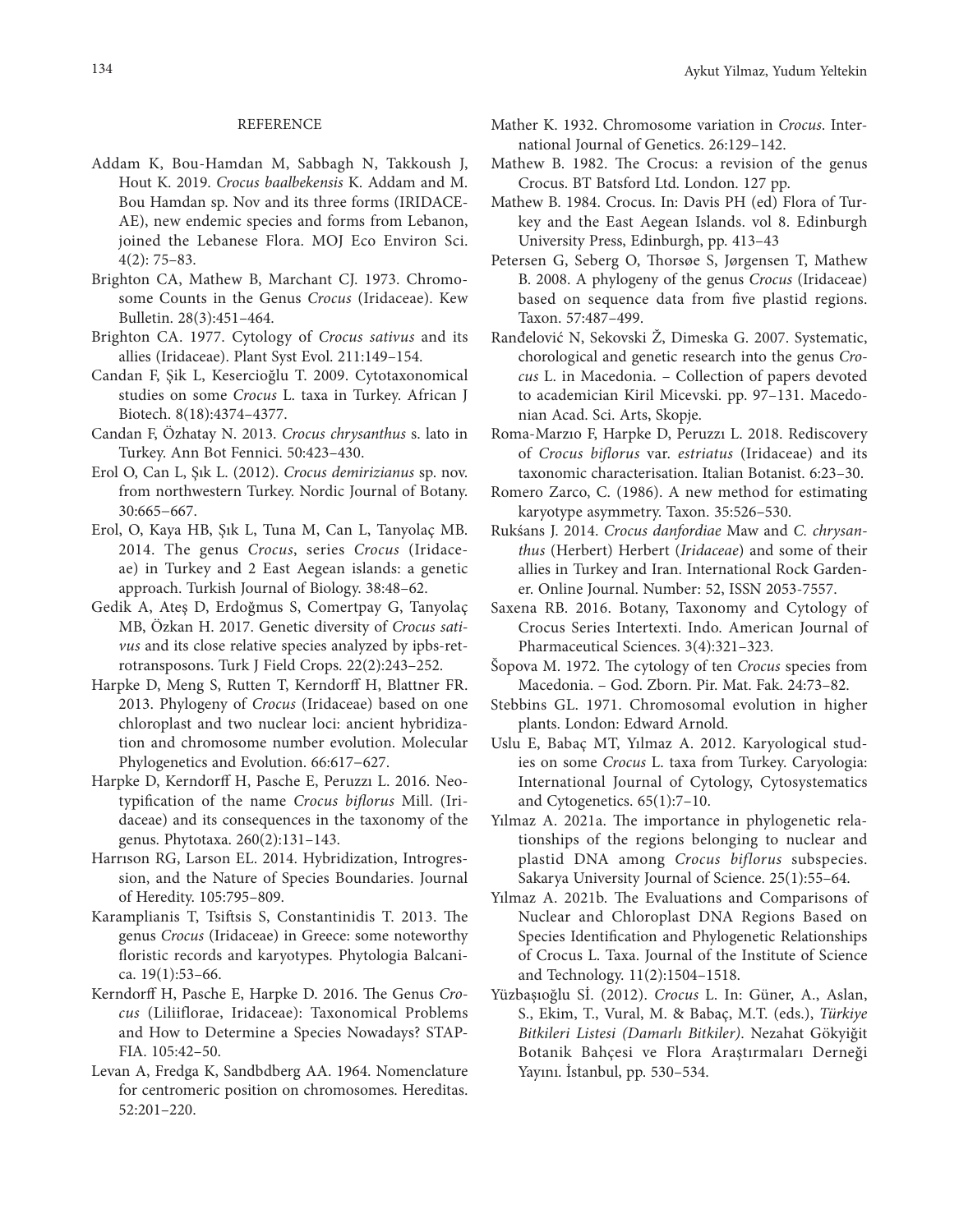## REFERENCE

Addam K, Bou-Hamdan M, Sabbagh N, Takkoush J, Hout K. 2019. *Crocus baalbekensis* K. Addam and M. Bou Hamdan sp. Nov and its three forms (IRIDACEAE), new endemic species and forms from Lebanon, joined the Lebanese Flora. MOJ Eco Environ Sci. 4(2): 75–83.

Brighton CA, Mathew B, Marchant CJ. 1973. Chromosome Counts in the Genus *Crocus* (Iridaceae). Kew Bulletin. 28(3):451–464.

Brighton CA. 1977. Cytology of *Crocus sativus* and its allies (Iridaceae). Plant Syst Evol. 211:149–154.

Candan F, Şik L, Kesercioğlu T. 2009. Cytotaxonomical studies on some *Crocus* L. taxa in Turkey. African J Biotech. 8(18):4374–4377.

Candan F, Özhatay N. 2013. *Crocus chrysanthus* s. lato in Turkey. Ann Bot Fennici. 50:423–430.

Erol O, Can L, Şık L. (2012). *Crocus demirizianus* sp. nov. from northwestern Turkey. Nordic Journal of Botany. 30:665–667.

Erol, O, Kaya HB, Şık L, Tuna M, Can L, Tanyolaç MB. 2014. The genus *Crocus*, series *Crocus* (Iridaceae) in Turkey and 2 East Aegean islands: a genetic approach. Turkish Journal of Biology. 38:48–62.

Gedik A, Ateş D, Erdoğmus S, Comertpay G, Tanyolaç MB, Özkan H. 2017. Genetic diversity of *Crocus sativus* and its close relative species analyzed by ipbs-retrotransposons. Turk J Field Crops. 22(2):243–252.

Harpke D, Meng S, Rutten T, Kerndorff H, Blattner FR. 2013. Phylogeny of *Crocus* (Iridaceae) based on one chloroplast and two nuclear loci: ancient hybridization and chromosome number evolution. Molecular Phylogenetics and Evolution. 66:617–627.

Harpke D, Kerndorff H, Pasche E, Peruzzı L. 2016. Neotypification of the name *Crocus biflorus* Mill. (Iridaceae) and its consequences in the taxonomy of the genus. Phytotaxa. 260(2):131–143.

Harrıson RG, Larson EL. 2014. Hybridization, Introgression, and the Nature of Species Boundaries. Journal of Heredity. 105:795–809.

Karamplianis T, Tsiftsis S, Constantinidis T. 2013. The genus *Crocus* (Iridaceae) in Greece: some noteworthy floristic records and karyotypes. Phytologia Balcanica. 19(1):53–66.

Kerndorff H, Pasche E, Harpke D. 2016. The Genus *Crocus* (Liliiflorae, Iridaceae): Taxonomical Problems and How to Determine a Species Nowadays? STAPFIA. 105:42–50.

Levan A, Fredga K, Sandbdberg AA. 1964. Nomenclature for centromeric position on chromosomes. Hereditas. 52:201–220.

Mather K. 1932. Chromosome variation in *Crocus*. International Journal of Genetics. 26:129–142.

Mathew B. 1982. The Crocus: a revision of the genus Crocus. BT Batsford Ltd. London. 127 pp.

Mathew B. 1984. Crocus. In: Davis PH (ed) Flora of Turkey and the East Aegean Islands. vol 8. Edinburgh University Press, Edinburgh, pp. 413–43

Petersen G, Seberg O, Thorsøe S, Jørgensen T, Mathew B. 2008. A phylogeny of the genus *Crocus* (Iridaceae) based on sequence data from five plastid regions. Taxon. 57:487–499.

Ranđelović N, Sekovski Ž, Dimeska G. 2007. Systematic, chorological and genetic research into the genus *Crocus* L. in Macedonia. – Collection of papers devoted to academician Kiril Micevski. pp. 97–131. Macedonian Acad. Sci. Arts, Skopje.

Roma-Marzıo F, Harpke D, Peruzzı L. 2018. Rediscovery of *Crocus biflorus* var. *estriatus* (Iridaceae) and its taxonomic characterisation. Italian Botanist. 6:23–30.

Romero Zarco, C. (1986). A new method for estimating karyotype asymmetry. Taxon. 35:526–530.

Rukśans J. 2014. *Crocus danfordiae* Maw and *C. chrysanthus* (Herbert) Herbert (*Iridaceae*) and some of their allies in Turkey and Iran. International Rock Gardener. Online Journal. Number: 52, ISSN 2053-7557.

Saxena RB. 2016. Botany, Taxonomy and Cytology of Crocus Series Intertexti. Indo. American Journal of Pharmaceutical Sciences. 3(4):321–323.

Šopova M. 1972. The cytology of ten *Crocus* species from Macedonia. – God. Zborn. Pir. Mat. Fak. 24:73–82.

Stebbins GL. 1971. Chromosomal evolution in higher plants. London: Edward Arnold.

Uslu E, Babaç MT, Yılmaz A. 2012. Karyological studies on some *Crocus* L. taxa from Turkey. Caryologia: International Journal of Cytology, Cytosystematics and Cytogenetics. 65(1):7–10.

Yılmaz A. 2021a. The importance in phylogenetic relationships of the regions belonging to nuclear and plastid DNA among *Crocus biflorus* subspecies. Sakarya University Journal of Science. 25(1):55–64.

Yılmaz A. 2021b. The Evaluations and Comparisons of Nuclear and Chloroplast DNA Regions Based on Species Identification and Phylogenetic Relationships of Crocus L. Taxa. Journal of the Institute of Science and Technology. 11(2):1504–1518.

Yüzbaşıoğlu Sİ. (2012). *Crocus* L. In: Güner, A., Aslan, S., Ekim, T., Vural, M. & Babaç, M.T. (eds.), *Türkiye Bitkileri Listesi (Damarlı Bitkiler)*. Nezahat Gökyiğit Botanik Bahçesi ve Flora Araştırmaları Derneği Yayını. İstanbul, pp. 530–534.